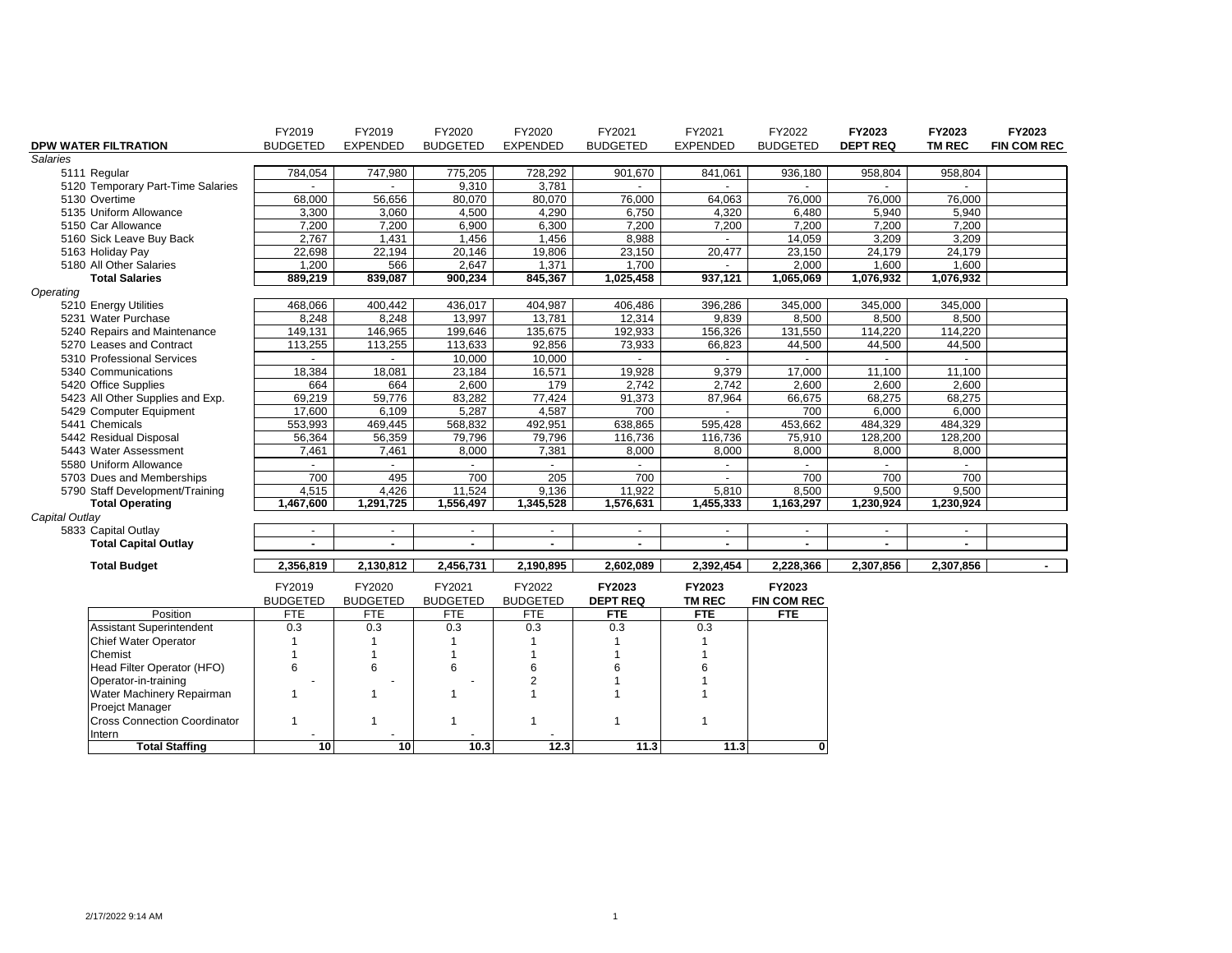| DPW WATER FILTRATION | FY2019 BUDGETED | FY2019 EXPENDED | FY2020 BUDGETED | FY2020 EXPENDED | FY2021 BUDGETED | FY2021 EXPENDED | FY2022 BUDGETED | **FY2023 DEPT REQ** | **FY2023 TM REC** | **FY2023 FIN COM REC** |
|---|---|---|---|---|---|---|---|---|---|---|
| *Salaries* | | | | | | | | | | |
| 5111 Regular | 784,054 | 747,980 | 775,205 | 728,292 | 901,670 | 841,061 | 936,180 | 958,804 | 958,804 | |
| 5120 Temporary Part-Time Salaries | - | - | 9,310 | 3,781 | - | - | - | - | - | |
| 5130 Overtime | 68,000 | 56,656 | 80,070 | 80,070 | 76,000 | 64,063 | 76,000 | 76,000 | 76,000 | |
| 5135 Uniform Allowance | 3,300 | 3,060 | 4,500 | 4,290 | 6,750 | 4,320 | 6,480 | 5,940 | 5,940 | |
| 5150 Car Allowance | 7,200 | 7,200 | 6,900 | 6,300 | 7,200 | 7,200 | 7,200 | 7,200 | 7,200 | |
| 5160 Sick Leave Buy Back | 2,767 | 1,431 | 1,456 | 1,456 | 8,988 | - | 14,059 | 3,209 | 3,209 | |
| 5163 Holiday Pay | 22,698 | 22,194 | 20,146 | 19,806 | 23,150 | 20,477 | 23,150 | 24,179 | 24,179 | |
| 5180 All Other Salaries | 1,200 | 566 | 2,647 | 1,371 | 1,700 | - | 2,000 | 1,600 | 1,600 | |
| **Total Salaries** | **889,219** | **839,087** | **900,234** | **845,367** | **1,025,458** | **937,121** | **1,065,069** | **1,076,932** | **1,076,932** | |
| *Operating* | | | | | | | | | | |
| 5210 Energy Utilities | 468,066 | 400,442 | 436,017 | 404,987 | 406,486 | 396,286 | 345,000 | 345,000 | 345,000 | |
| 5231 Water Purchase | 8,248 | 8,248 | 13,997 | 13,781 | 12,314 | 9,839 | 8,500 | 8,500 | 8,500 | |
| 5240 Repairs and Maintenance | 149,131 | 146,965 | 199,646 | 135,675 | 192,933 | 156,326 | 131,550 | 114,220 | 114,220 | |
| 5270 Leases and Contract | 113,255 | 113,255 | 113,633 | 92,856 | 73,933 | 66,823 | 44,500 | 44,500 | 44,500 | |
| 5310 Professional Services | - | - | 10,000 | 10,000 | - | - | - | - | - | |
| 5340 Communications | 18,384 | 18,081 | 23,184 | 16,571 | 19,928 | 9,379 | 17,000 | 11,100 | 11,100 | |
| 5420 Office Supplies | 664 | 664 | 2,600 | 179 | 2,742 | 2,742 | 2,600 | 2,600 | 2,600 | |
| 5423 All Other Supplies and Exp. | 69,219 | 59,776 | 83,282 | 77,424 | 91,373 | 87,964 | 66,675 | 68,275 | 68,275 | |
| 5429 Computer Equipment | 17,600 | 6,109 | 5,287 | 4,587 | 700 | - | 700 | 6,000 | 6,000 | |
| 5441 Chemicals | 553,993 | 469,445 | 568,832 | 492,951 | 638,865 | 595,428 | 453,662 | 484,329 | 484,329 | |
| 5442 Residual Disposal | 56,364 | 56,359 | 79,796 | 79,796 | 116,736 | 116,736 | 75,910 | 128,200 | 128,200 | |
| 5443 Water Assessment | 7,461 | 7,461 | 8,000 | 7,381 | 8,000 | 8,000 | 8,000 | 8,000 | 8,000 | |
| 5580 Uniform Allowance | - | - | - | - | - | - | - | - | - | |
| 5703 Dues and Memberships | 700 | 495 | 700 | 205 | 700 | - | 700 | 700 | 700 | |
| 5790 Staff Development/Training | 4,515 | 4,426 | 11,524 | 9,136 | 11,922 | 5,810 | 8,500 | 9,500 | 9,500 | |
| **Total Operating** | **1,467,600** | **1,291,725** | **1,556,497** | **1,345,528** | **1,576,631** | **1,455,333** | **1,163,297** | **1,230,924** | **1,230,924** | |
| *Capital Outlay* | | | | | | | | | | |
| 5833 Capital Outlay | - | - | - | - | - | - | - | - | - | |
| **Total Capital Outlay** | **-** | **-** | **-** | **-** | **-** | **-** | **-** | **-** | **-** | |
| **Total Budget** | **2,356,819** | **2,130,812** | **2,456,731** | **2,190,895** | **2,602,089** | **2,392,454** | **2,228,366** | **2,307,856** | **2,307,856** | **-** |

| Position | FY2019 BUDGETED FTE | FY2020 BUDGETED FTE | FY2021 BUDGETED FTE | FY2022 BUDGETED FTE | **FY2023 DEPT REQ FTE** | **FY2023 TM REC FTE** | **FY2023 FIN COM REC FTE** |
|---|---|---|---|---|---|---|---|
| Assistant Superintendent | 0.3 | 0.3 | 0.3 | 0.3 | 0.3 | 0.3 | |
| Chief Water Operator | 1 | 1 | 1 | 1 | 1 | 1 | |
| Chemist | 1 | 1 | 1 | 1 | 1 | 1 | |
| Head Filter Operator (HFO) | 6 | 6 | 6 | 6 | 6 | 6 | |
| Operator-in-training | - | - | - | 2 | 1 | 1 | |
| Water Machinery Repairman | 1 | 1 | 1 | 1 | 1 | 1 | |
| Proejct Manager | | | | | | | |
| Cross Connection Coordinator | 1 | 1 | 1 | 1 | 1 | 1 | |
| Intern | - | - | - | - | | | |
| **Total Staffing** | **10** | **10** | **10.3** | **12.3** | **11.3** | **11.3** | **0** |

2/17/2022 9:14 AM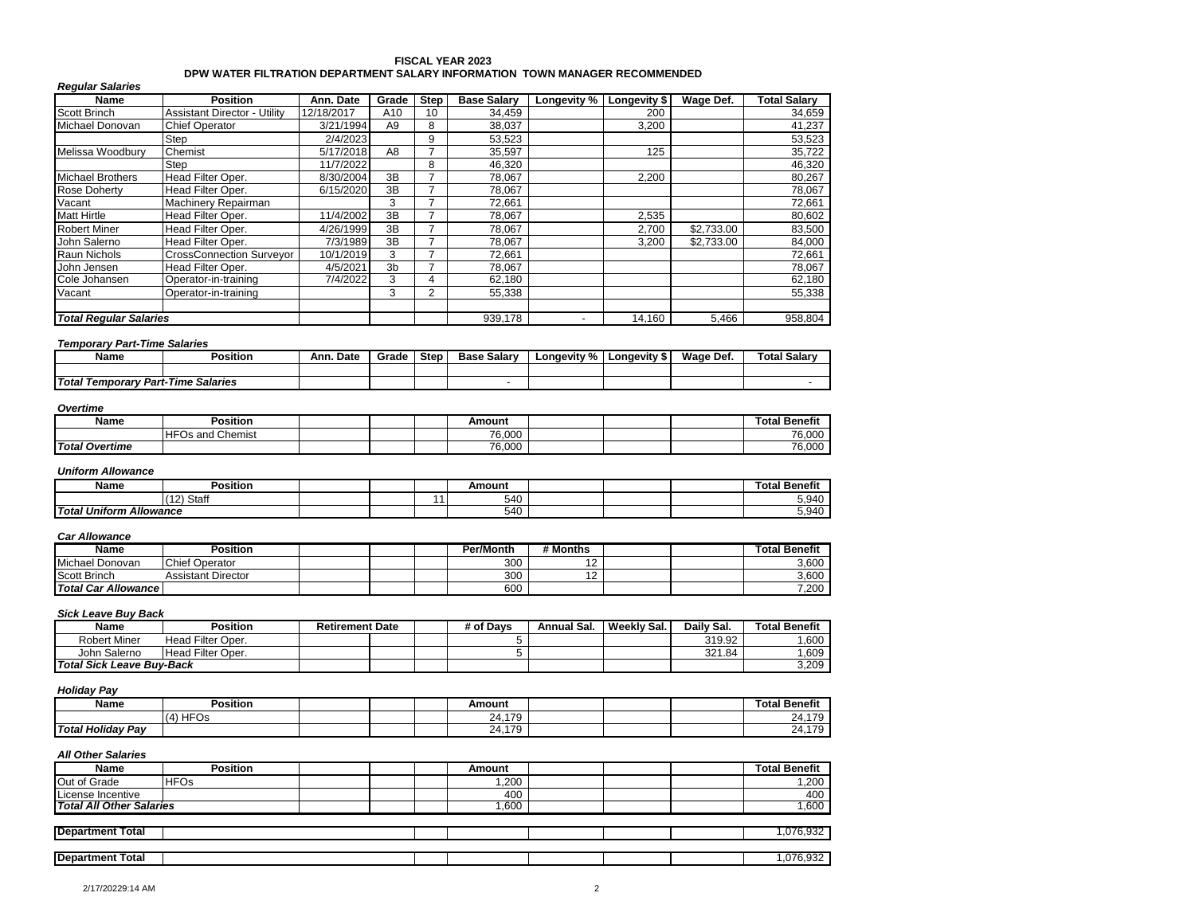# FISCAL YEAR 2023

## DPW WATER FILTRATION DEPARTMENT SALARY INFORMATION TOWN MANAGER RECOMMENDED

***Regular Salaries***

| Name | Position | Ann. Date | Grade | Step | Base Salary | Longevity % | Longevity $ | Wage Def. | Total Salary |
|---|---|---|---|---|---|---|---|---|---|
| Scott Brinch | Assistant Director - Utility | 12/18/2017 | A10 | 10 | 34,459 | | 200 | | 34,659 |
| Michael Donovan | Chief Operator | 3/21/1994 | A9 | 8 | 38,037 | | 3,200 | | 41,237 |
| | Step | 2/4/2023 | | 9 | 53,523 | | | | 53,523 |
| Melissa Woodbury | Chemist | 5/17/2018 | A8 | 7 | 35,597 | | 125 | | 35,722 |
| | Step | 11/7/2022 | | 8 | 46,320 | | | | 46,320 |
| Michael Brothers | Head Filter Oper. | 8/30/2004 | 3B | 7 | 78,067 | | 2,200 | | 80,267 |
| Rose Doherty | Head Filter Oper. | 6/15/2020 | 3B | 7 | 78,067 | | | | 78,067 |
| Vacant | Machinery Repairman | | 3 | 7 | 72,661 | | | | 72,661 |
| Matt Hirtle | Head Filter Oper. | 11/4/2002 | 3B | 7 | 78,067 | | 2,535 | | 80,602 |
| Robert Miner | Head Filter Oper. | 4/26/1999 | 3B | 7 | 78,067 | | 2,700 | $2,733.00 | 83,500 |
| John Salerno | Head Filter Oper. | 7/3/1989 | 3B | 7 | 78,067 | | 3,200 | $2,733.00 | 84,000 |
| Raun Nichols | CrossConnection Surveyor | 10/1/2019 | 3 | 7 | 72,661 | | | | 72,661 |
| John Jensen | Head Filter Oper. | 4/5/2021 | 3b | 7 | 78,067 | | | | 78,067 |
| Cole Johansen | Operator-in-training | 7/4/2022 | 3 | 4 | 62,180 | | | | 62,180 |
| Vacant | Operator-in-training | | 3 | 2 | 55,338 | | | | 55,338 |
| | | | | | | | | | |
| ***Total Regular Salaries*** | | | | | 939,178 | - | 14,160 | 5,466 | 958,804 |

***Temporary Part-Time Salaries***

| Name | Position | Ann. Date | Grade | Step | Base Salary | Longevity % | Longevity $ | Wage Def. | Total Salary |
|---|---|---|---|---|---|---|---|---|---|
| | | | | | | | | | |
| ***Total Temporary Part-Time Salaries*** | | | | | - | | | | - |

***Overtime***

| Name | Position | | | | Amount | | | | Total Benefit |
|---|---|---|---|---|---|---|---|---|---|
| | HFOs and Chemist | | | | 76,000 | | | | 76,000 |
| ***Total Overtime*** | | | | | 76,000 | | | | 76,000 |

***Uniform Allowance***

| Name | Position | | | | Amount | | | | Total Benefit |
|---|---|---|---|---|---|---|---|---|---|
| | (12) Staff | | | 11 | 540 | | | | 5,940 |
| ***Total Uniform Allowance*** | | | | | 540 | | | | 5,940 |

***Car Allowance***

| Name | Position | | | | Per/Month | # Months | | | Total Benefit |
|---|---|---|---|---|---|---|---|---|---|
| Michael Donovan | Chief Operator | | | | 300 | 12 | | | 3,600 |
| Scott Brinch | Assistant Director | | | | 300 | 12 | | | 3,600 |
| ***Total Car Allowance*** | | | | | 600 | | | | 7,200 |

***Sick Leave Buy Back***

| Name | Position | Retirement Date | | | # of Days | Annual Sal. | Weekly Sal. | Daily Sal. | Total Benefit |
|---|---|---|---|---|---|---|---|---|---|
| Robert Miner | Head Filter Oper. | | | | 5 | | | 319.92 | 1,600 |
| John Salerno | Head Filter Oper. | | | | 5 | | | 321.84 | 1,609 |
| ***Total Sick Leave Buy-Back*** | | | | | | | | | 3,209 |

***Holiday Pay***

| Name | Position | | | | Amount | | | | Total Benefit |
|---|---|---|---|---|---|---|---|---|---|
| | (4) HFOs | | | | 24,179 | | | | 24,179 |
| ***Total Holiday Pay*** | | | | | 24,179 | | | | 24,179 |

***All Other Salaries***

| Name | Position | | | | Amount | | | | Total Benefit |
|---|---|---|---|---|---|---|---|---|---|
| Out of Grade | HFOs | | | | 1,200 | | | | 1,200 |
| License Incentive | | | | | 400 | | | | 400 |
| ***Total All Other Salaries*** | | | | | 1,600 | | | | 1,600 |

| | | | | | | | | | |
|---|---|---|---|---|---|---|---|---|---|
| **Department Total** | | | | | | | | | 1,076,932 |
| **Department Total** | | | | | | | | | 1,076,932 |

2/17/20229:14 AM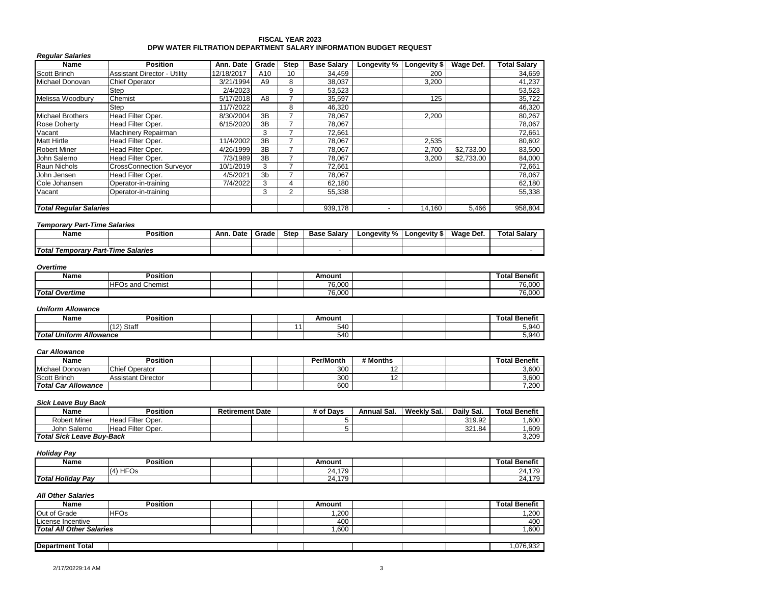# FISCAL YEAR 2023
## DPW WATER FILTRATION DEPARTMENT SALARY INFORMATION BUDGET REQUEST

***Regular Salaries***

| Name | Position | Ann. Date | Grade | Step | Base Salary | Longevity % | Longevity $ | Wage Def. | Total Salary |
|---|---|---|---|---|---|---|---|---|---|
| Scott Brinch | Assistant Director - Utility | 12/18/2017 | A10 | 10 | 34,459 | | 200 | | 34,659 |
| Michael Donovan | Chief Operator | 3/21/1994 | A9 | 8 | 38,037 | | 3,200 | | 41,237 |
| | Step | 2/4/2023 | | 9 | 53,523 | | | | 53,523 |
| Melissa Woodbury | Chemist | 5/17/2018 | A8 | 7 | 35,597 | | 125 | | 35,722 |
| | Step | 11/7/2022 | | 8 | 46,320 | | | | 46,320 |
| Michael Brothers | Head Filter Oper. | 8/30/2004 | 3B | 7 | 78,067 | | 2,200 | | 80,267 |
| Rose Doherty | Head Filter Oper. | 6/15/2020 | 3B | 7 | 78,067 | | | | 78,067 |
| Vacant | Machinery Repairman | | 3 | 7 | 72,661 | | | | 72,661 |
| Matt Hirtle | Head Filter Oper. | 11/4/2002 | 3B | 7 | 78,067 | | 2,535 | | 80,602 |
| Robert Miner | Head Filter Oper. | 4/26/1999 | 3B | 7 | 78,067 | | 2,700 | $2,733.00 | 83,500 |
| John Salerno | Head Filter Oper. | 7/3/1989 | 3B | 7 | 78,067 | | 3,200 | $2,733.00 | 84,000 |
| Raun Nichols | CrossConnection Surveyor | 10/1/2019 | 3 | 7 | 72,661 | | | | 72,661 |
| John Jensen | Head Filter Oper. | 4/5/2021 | 3b | 7 | 78,067 | | | | 78,067 |
| Cole Johansen | Operator-in-training | 7/4/2022 | 3 | 4 | 62,180 | | | | 62,180 |
| Vacant | Operator-in-training | | 3 | 2 | 55,338 | | | | 55,338 |
| | | | | | | | | | |
| ***Total Regular Salaries*** | | | | | 939,178 | - | 14,160 | 5,466 | 958,804 |

***Temporary Part-Time Salaries***

| Name | Position | Ann. Date | Grade | Step | Base Salary | Longevity % | Longevity $ | Wage Def. | Total Salary |
|---|---|---|---|---|---|---|---|---|---|
| | | | | | | | | | |
| ***Total Temporary Part-Time Salaries*** | | | | | - | | | | - |

***Overtime***

| Name | Position | | | | Amount | | | | Total Benefit |
|---|---|---|---|---|---|---|---|---|---|
| | HFOs and Chemist | | | | 76,000 | | | | 76,000 |
| ***Total Overtime*** | | | | | 76,000 | | | | 76,000 |

***Uniform Allowance***

| Name | Position | | | | Amount | | | | Total Benefit |
|---|---|---|---|---|---|---|---|---|---|
| | (12) Staff | | | 11 | 540 | | | | 5,940 |
| ***Total Uniform Allowance*** | | | | | 540 | | | | 5,940 |

***Car Allowance***

| Name | Position | | | | Per/Month | # Months | | | Total Benefit |
|---|---|---|---|---|---|---|---|---|---|
| Michael Donovan | Chief Operator | | | | 300 | 12 | | | 3,600 |
| Scott Brinch | Assistant Director | | | | 300 | 12 | | | 3,600 |
| ***Total Car Allowance*** | | | | | 600 | | | | 7,200 |

***Sick Leave Buy Back***

| Name | Position | Retirement Date | | | # of Days | Annual Sal. | Weekly Sal. | Daily Sal. | Total Benefit |
|---|---|---|---|---|---|---|---|---|---|
| Robert Miner | Head Filter Oper. | | | | 5 | | | 319.92 | 1,600 |
| John Salerno | Head Filter Oper. | | | | 5 | | | 321.84 | 1,609 |
| ***Total Sick Leave Buy-Back*** | | | | | | | | | 3,209 |

***Holiday Pay***

| Name | Position | | | | Amount | | | | Total Benefit |
|---|---|---|---|---|---|---|---|---|---|
| | (4) HFOs | | | | 24,179 | | | | 24,179 |
| ***Total Holiday Pay*** | | | | | 24,179 | | | | 24,179 |

***All Other Salaries***

| Name | Position | | | | Amount | | | | Total Benefit |
|---|---|---|---|---|---|---|---|---|---|
| Out of Grade | HFOs | | | | 1,200 | | | | 1,200 |
| License Incentive | | | | | 400 | | | | 400 |
| ***Total All Other Salaries*** | | | | | 1,600 | | | | 1,600 |

| **Department Total** | | | | | | | | | 1,076,932 |
|---|---|---|---|---|---|---|---|---|---|

2/17/20229:14 AM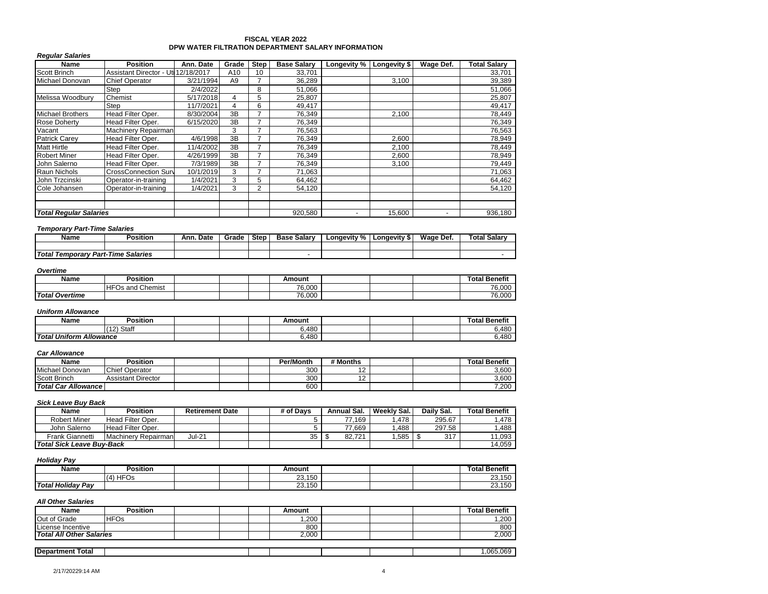# FISCAL YEAR 2022
## DPW WATER FILTRATION DEPARTMENT SALARY INFORMATION

*Regular Salaries*

| Name | Position | Ann. Date | Grade | Step | Base Salary | Longevity % | Longevity $ | Wage Def. | Total Salary |
|---|---|---|---|---|---|---|---|---|---|
| Scott Brinch | Assistant Director - Ut | 12/18/2017 | A10 | 10 | 33,701 | | | | 33,701 |
| Michael Donovan | Chief Operator | 3/21/1994 | A9 | 7 | 36,289 | | 3,100 | | 39,389 |
| | Step | 2/4/2022 | | 8 | 51,066 | | | | 51,066 |
| Melissa Woodbury | Chemist | 5/17/2018 | 4 | 5 | 25,807 | | | | 25,807 |
| | Step | 11/7/2021 | 4 | 6 | 49,417 | | | | 49,417 |
| Michael Brothers | Head Filter Oper. | 8/30/2004 | 3B | 7 | 76,349 | | 2,100 | | 78,449 |
| Rose Doherty | Head Filter Oper. | 6/15/2020 | 3B | 7 | 76,349 | | | | 76,349 |
| Vacant | Machinery Repairman | | 3 | 7 | 76,563 | | | | 76,563 |
| Patrick Carey | Head Filter Oper. | 4/6/1998 | 3B | 7 | 76,349 | | 2,600 | | 78,949 |
| Matt Hirtle | Head Filter Oper. | 11/4/2002 | 3B | 7 | 76,349 | | 2,100 | | 78,449 |
| Robert Miner | Head Filter Oper. | 4/26/1999 | 3B | 7 | 76,349 | | 2,600 | | 78,949 |
| John Salerno | Head Filter Oper. | 7/3/1989 | 3B | 7 | 76,349 | | 3,100 | | 79,449 |
| Raun Nichols | CrossConnection Surv | 10/1/2019 | 3 | 7 | 71,063 | | | | 71,063 |
| John Trzcinski | Operator-in-training | 1/4/2021 | 3 | 5 | 64,462 | | | | 64,462 |
| Cole Johansen | Operator-in-training | 1/4/2021 | 3 | 2 | 54,120 | | | | 54,120 |
| | | | | | | | | | |
| | | | | | | | | | |
| **Total Regular Salaries** | | | | | 920,580 | - | 15,600 | - | 936,180 |

*Temporary Part-Time Salaries*

| Name | Position | Ann. Date | Grade | Step | Base Salary | Longevity % | Longevity $ | Wage Def. | Total Salary |
|---|---|---|---|---|---|---|---|---|---|
| | | | | | | | | | |
| **Total Temporary Part-Time Salaries** | | | | | - | | | | - |

*Overtime*

| Name | Position | | | | Amount | | | | Total Benefit |
|---|---|---|---|---|---|---|---|---|---|
| | HFOs and Chemist | | | | 76,000 | | | | 76,000 |
| **Total Overtime** | | | | | 76,000 | | | | 76,000 |

*Uniform Allowance*

| Name | Position | | | | Amount | | | | Total Benefit |
|---|---|---|---|---|---|---|---|---|---|
| | (12) Staff | | | | 6,480 | | | | 6,480 |
| **Total Uniform Allowance** | | | | | 6,480 | | | | 6,480 |

*Car Allowance*

| Name | Position | | | | Per/Month | # Months | | | Total Benefit |
|---|---|---|---|---|---|---|---|---|---|
| Michael Donovan | Chief Operator | | | | 300 | 12 | | | 3,600 |
| Scott Brinch | Assistant Director | | | | 300 | 12 | | | 3,600 |
| **Total Car Allowance** | | | | | 600 | | | | 7,200 |

*Sick Leave Buy Back*

| Name | Position | Retirement Date | | | # of Days | Annual Sal. | Weekly Sal. | Daily Sal. | Total Benefit |
|---|---|---|---|---|---|---|---|---|---|
| Robert Miner | Head Filter Oper. | | | | 5 | 77,169 | 1,478 | 295.67 | 1,478 |
| John Salerno | Head Filter Oper. | | | | 5 | 77,669 | 1,488 | 297.58 | 1,488 |
| Frank Giannetti | Machinery Repairman | Jul-21 | | | 35 | $ 82,721 | 1,585 | $ 317 | 11,093 |
| **Total Sick Leave Buy-Back** | | | | | | | | | 14,059 |

*Holiday Pay*

| Name | Position | | | | Amount | | | | Total Benefit |
|---|---|---|---|---|---|---|---|---|---|
| | (4) HFOs | | | | 23,150 | | | | 23,150 |
| **Total Holiday Pay** | | | | | 23,150 | | | | 23,150 |

*All Other Salaries*

| Name | Position | | | | Amount | | | | Total Benefit |
|---|---|---|---|---|---|---|---|---|---|
| Out of Grade | HFOs | | | | 1,200 | | | | 1,200 |
| License Incentive | | | | | 800 | | | | 800 |
| **Total All Other Salaries** | | | | | 2,000 | | | | 2,000 |

| **Department Total** | | | | | | | | | 1,065,069 |
|---|---|---|---|---|---|---|---|---|---|

2/17/20229:14 AM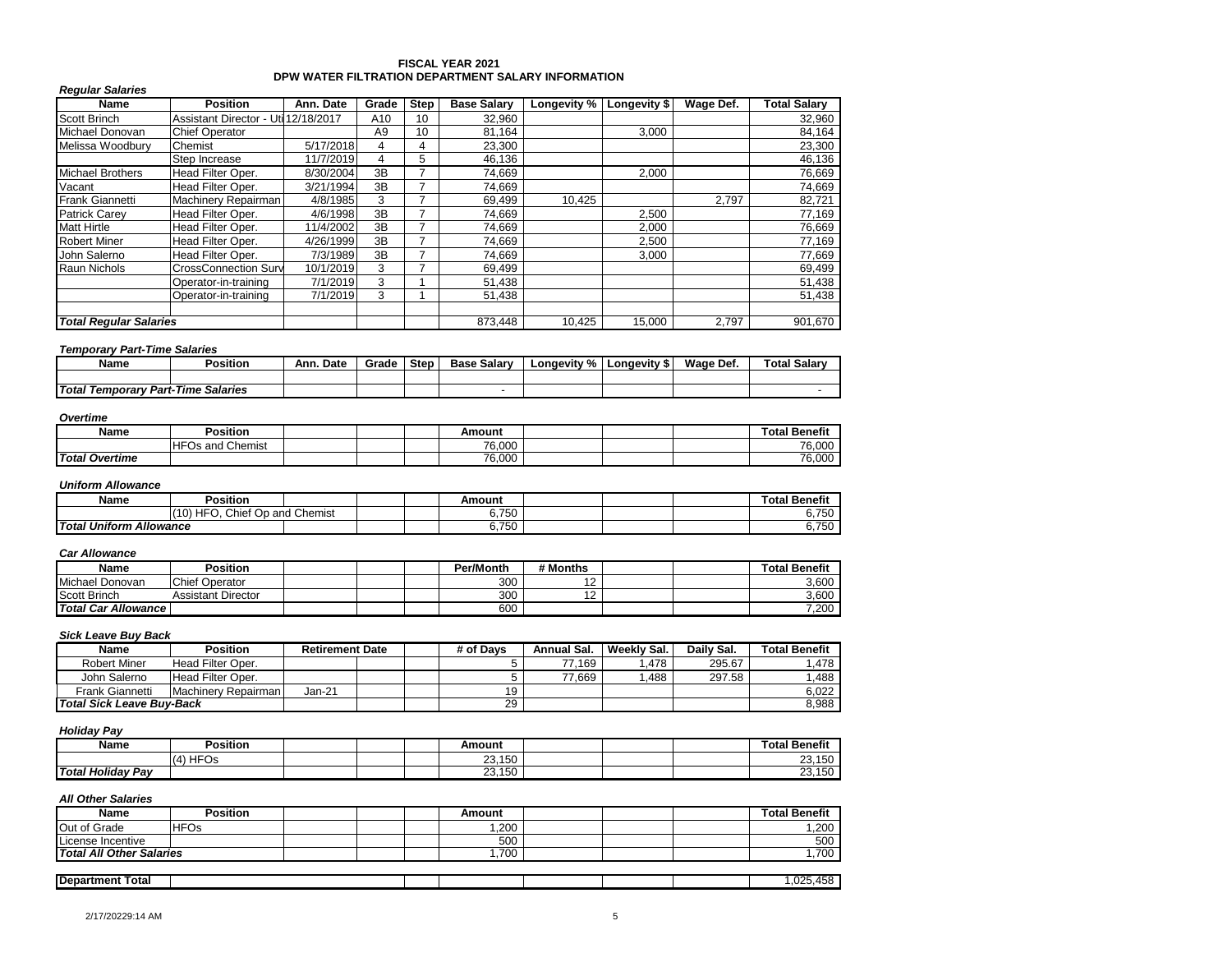# FISCAL YEAR 2021
## DPW WATER FILTRATION DEPARTMENT SALARY INFORMATION

***Regular Salaries***

| Name | Position | Ann. Date | Grade | Step | Base Salary | Longevity % | Longevity $ | Wage Def. | Total Salary |
|---|---|---|---|---|---|---|---|---|---|
| Scott Brinch | Assistant Director - Uti | 12/18/2017 | A10 | 10 | 32,960 | | | | 32,960 |
| Michael Donovan | Chief Operator | | A9 | 10 | 81,164 | | 3,000 | | 84,164 |
| Melissa Woodbury | Chemist | 5/17/2018 | 4 | 4 | 23,300 | | | | 23,300 |
| | Step Increase | 11/7/2019 | 4 | 5 | 46,136 | | | | 46,136 |
| Michael Brothers | Head Filter Oper. | 8/30/2004 | 3B | 7 | 74,669 | | 2,000 | | 76,669 |
| Vacant | Head Filter Oper. | 3/21/1994 | 3B | 7 | 74,669 | | | | 74,669 |
| Frank Giannetti | Machinery Repairman | 4/8/1985 | 3 | 7 | 69,499 | 10,425 | | 2,797 | 82,721 |
| Patrick Carey | Head Filter Oper. | 4/6/1998 | 3B | 7 | 74,669 | | 2,500 | | 77,169 |
| Matt Hirtle | Head Filter Oper. | 11/4/2002 | 3B | 7 | 74,669 | | 2,000 | | 76,669 |
| Robert Miner | Head Filter Oper. | 4/26/1999 | 3B | 7 | 74,669 | | 2,500 | | 77,169 |
| John Salerno | Head Filter Oper. | 7/3/1989 | 3B | 7 | 74,669 | | 3,000 | | 77,669 |
| Raun Nichols | CrossConnection Surv | 10/1/2019 | 3 | 7 | 69,499 | | | | 69,499 |
| | Operator-in-training | 7/1/2019 | 3 | 1 | 51,438 | | | | 51,438 |
| | Operator-in-training | 7/1/2019 | 3 | 1 | 51,438 | | | | 51,438 |
| | | | | | | | | | |
| ***Total Regular Salaries*** | | | | | 873,448 | 10,425 | 15,000 | 2,797 | 901,670 |

***Temporary Part-Time Salaries***

| Name | Position | Ann. Date | Grade | Step | Base Salary | Longevity % | Longevity $ | Wage Def. | Total Salary |
|---|---|---|---|---|---|---|---|---|---|
| | | | | | | | | | |
| ***Total Temporary Part-Time Salaries*** | | | | | - | | | | - |

***Overtime***

| Name | Position | | | | Amount | | | | Total Benefit |
|---|---|---|---|---|---|---|---|---|---|
| | HFOs and Chemist | | | | 76,000 | | | | 76,000 |
| ***Total Overtime*** | | | | | 76,000 | | | | 76,000 |

***Uniform Allowance***

| Name | Position | | | | Amount | | | | Total Benefit |
|---|---|---|---|---|---|---|---|---|---|
| | (10) HFO, Chief Op and Chemist | | | | 6,750 | | | | 6,750 |
| ***Total Uniform Allowance*** | | | | | 6,750 | | | | 6,750 |

***Car Allowance***

| Name | Position | | | | Per/Month | # Months | | | Total Benefit |
|---|---|---|---|---|---|---|---|---|---|
| Michael Donovan | Chief Operator | | | | 300 | 12 | | | 3,600 |
| Scott Brinch | Assistant Director | | | | 300 | 12 | | | 3,600 |
| ***Total Car Allowance*** | | | | | 600 | | | | 7,200 |

***Sick Leave Buy Back***

| Name | Position | Retirement Date | | | # of Days | Annual Sal. | Weekly Sal. | Daily Sal. | Total Benefit |
|---|---|---|---|---|---|---|---|---|---|
| Robert Miner | Head Filter Oper. | | | | 5 | 77,169 | 1,478 | 295.67 | 1,478 |
| John Salerno | Head Filter Oper. | | | | 5 | 77,669 | 1,488 | 297.58 | 1,488 |
| Frank Giannetti | Machinery Repairman | Jan-21 | | | 19 | | | | 6,022 |
| ***Total Sick Leave Buy-Back*** | | | | | 29 | | | | 8,988 |

***Holiday Pay***

| Name | Position | | | | Amount | | | | Total Benefit |
|---|---|---|---|---|---|---|---|---|---|
| | (4) HFOs | | | | 23,150 | | | | 23,150 |
| ***Total Holiday Pay*** | | | | | 23,150 | | | | 23,150 |

***All Other Salaries***

| Name | Position | | | | Amount | | | | Total Benefit |
|---|---|---|---|---|---|---|---|---|---|
| Out of Grade | HFOs | | | | 1,200 | | | | 1,200 |
| License Incentive | | | | | 500 | | | | 500 |
| ***Total All Other Salaries*** | | | | | 1,700 | | | | 1,700 |

| **Department Total** | | | | | | | | | 1,025,458 |
|---|---|---|---|---|---|---|---|---|---|

2/17/20229:14 AM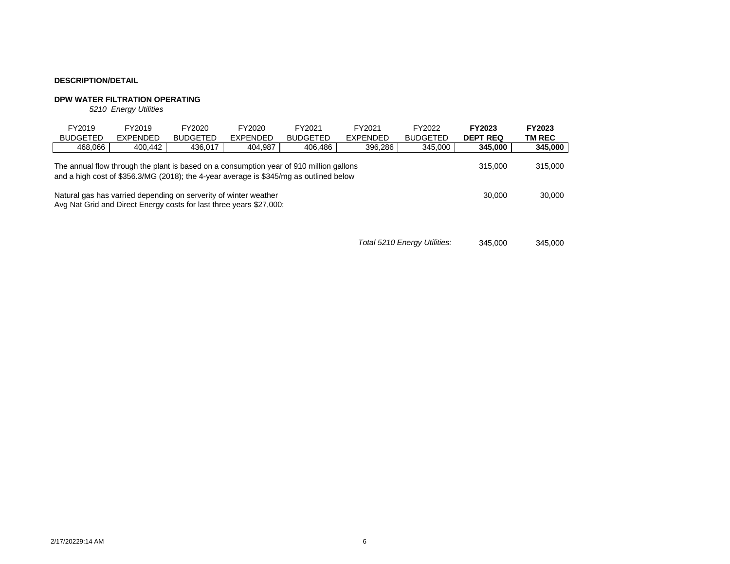**DESCRIPTION/DETAIL**

**DPW WATER FILTRATION OPERATING**

*5210 Energy Utilities*

| FY2019 BUDGETED | FY2019 EXPENDED | FY2020 BUDGETED | FY2020 EXPENDED | FY2021 BUDGETED | FY2021 EXPENDED | FY2022 BUDGETED | **FY2023 DEPT REQ** | **FY2023 TM REC** |
|---|---|---|---|---|---|---|---|---|
| 468,066 | 400,442 | 436,017 | 404,987 | 406,486 | 396,286 | 345,000 | **345,000** | **345,000** |

| Description | FY2023 DEPT REQ | FY2023 TM REC |
|---|---|---|
| The annual flow through the plant is based on a consumption year of 910 million gallons and a high cost of $356.3/MG (2018); the 4-year average is $345/mg as outlined below | 315,000 | 315,000 |
| Natural gas has varried depending on serverity of winter weather Avg Nat Grid and Direct Energy costs for last three years $27,000; | 30,000 | 30,000 |
| *Total 5210 Energy Utilities:* | 345,000 | 345,000 |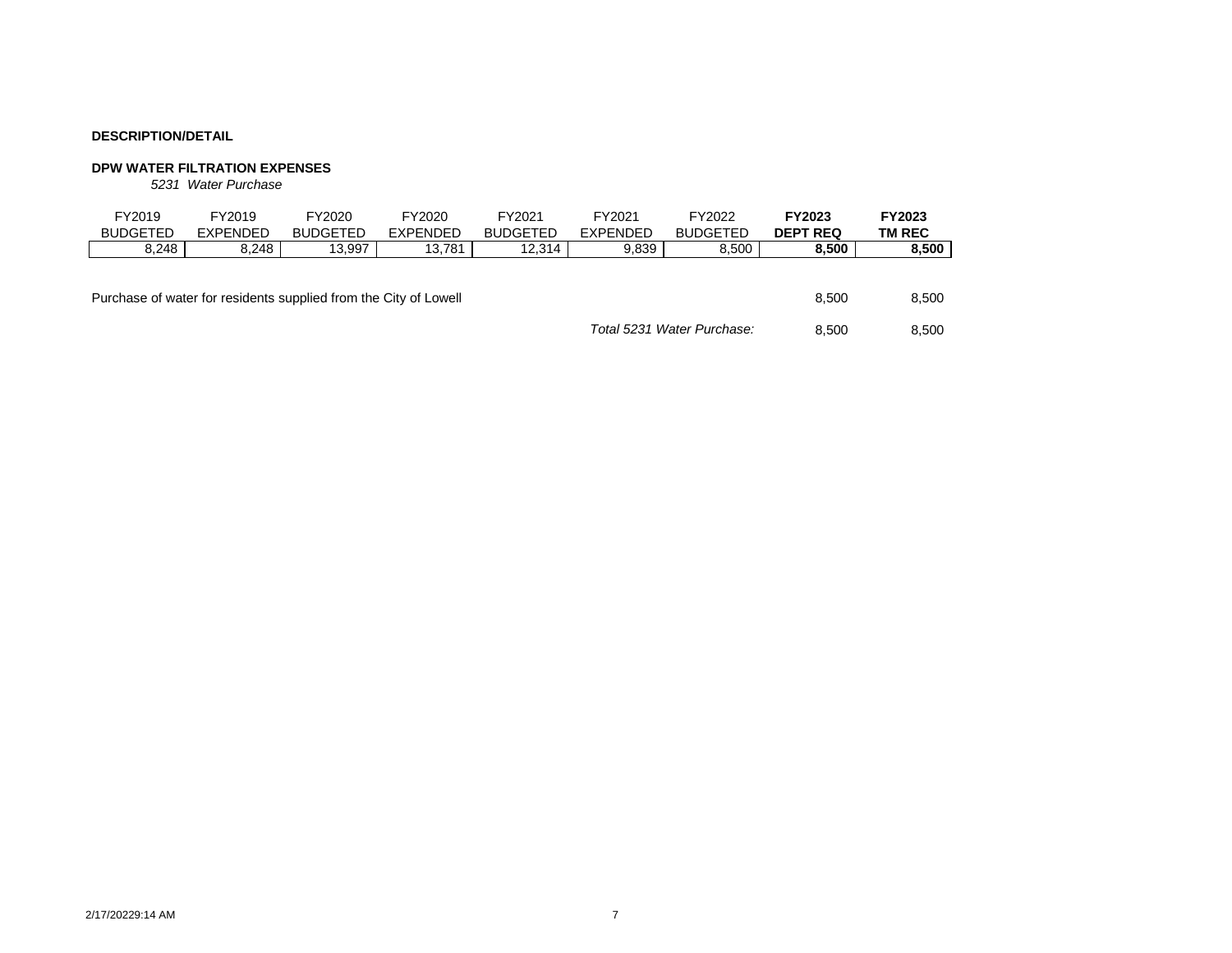**DESCRIPTION/DETAIL**

**DPW WATER FILTRATION EXPENSES**

*5231 Water Purchase*

| FY2019 BUDGETED | FY2019 EXPENDED | FY2020 BUDGETED | FY2020 EXPENDED | FY2021 BUDGETED | FY2021 EXPENDED | FY2022 BUDGETED | **FY2023 DEPT REQ** | **FY2023 TM REC** |
|---|---|---|---|---|---|---|---|---|
| 8,248 | 8,248 | 13,997 | 13,781 | 12,314 | 9,839 | 8,500 | **8,500** | **8,500** |

| | FY2023 DEPT REQ | FY2023 TM REC |
|---|---|---|
| Purchase of water for residents supplied from the City of Lowell | 8,500 | 8,500 |
| *Total 5231 Water Purchase:* | 8,500 | 8,500 |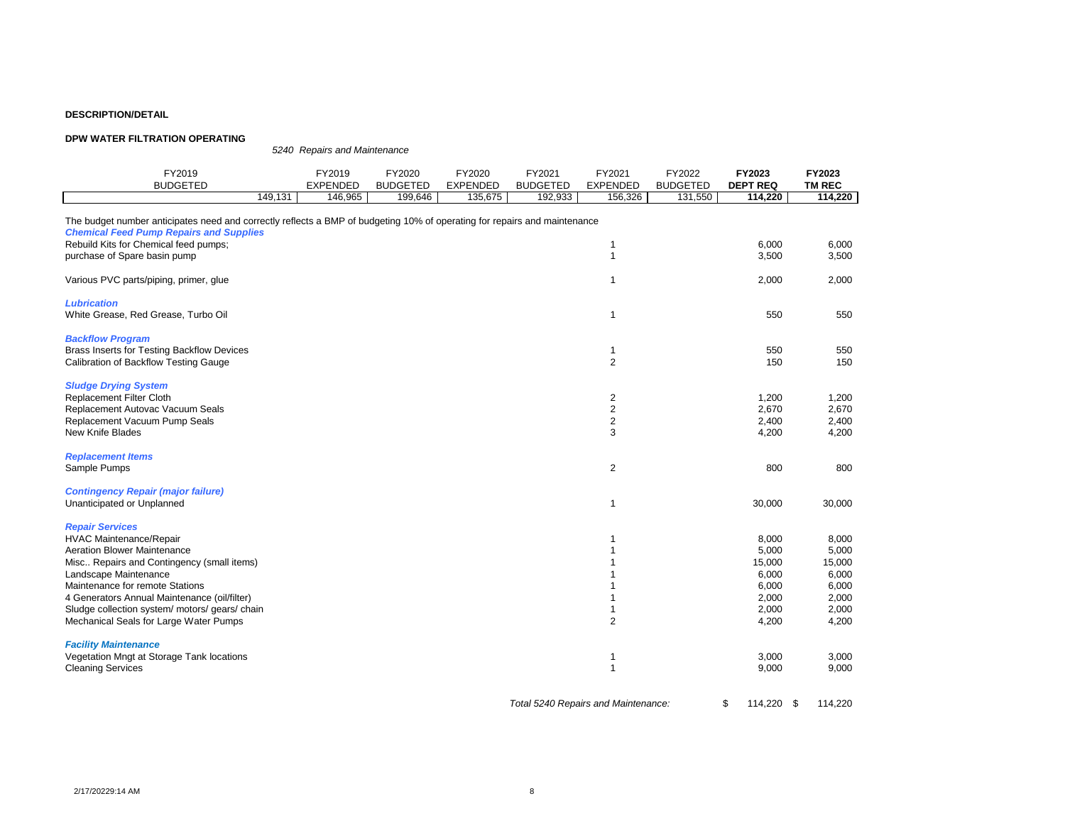**DESCRIPTION/DETAIL**

**DPW WATER FILTRATION OPERATING**

*5240 Repairs and Maintenance*

| FY2019 BUDGETED | FY2019 EXPENDED | FY2020 BUDGETED | FY2020 EXPENDED | FY2021 BUDGETED | FY2021 EXPENDED | FY2022 BUDGETED | **FY2023 DEPT REQ** | **FY2023 TM REC** |
|---|---|---|---|---|---|---|---|---|
| 149,131 | 146,965 | 199,646 | 135,675 | 192,933 | 156,326 | 131,550 | **114,220** | **114,220** |

The budget number anticipates need and correctly reflects a BMP of budgeting 10% of operating for repairs and maintenance

| Item | Qty | FY2023 DEPT REQ | FY2023 TM REC |
|---|---|---|---|
| ***Chemical Feed Pump Repairs and Supplies*** | | | |
| Rebuild Kits for Chemical feed pumps; | 1 | 6,000 | 6,000 |
| purchase of Spare basin pump | 1 | 3,500 | 3,500 |
| Various PVC parts/piping, primer, glue | 1 | 2,000 | 2,000 |
| ***Lubrication*** | | | |
| White Grease, Red Grease, Turbo Oil | 1 | 550 | 550 |
| ***Backflow Program*** | | | |
| Brass Inserts for Testing Backflow Devices | 1 | 550 | 550 |
| Calibration of Backflow Testing Gauge | 2 | 150 | 150 |
| ***Sludge Drying System*** | | | |
| Replacement Filter Cloth | 2 | 1,200 | 1,200 |
| Replacement Autovac Vacuum Seals | 2 | 2,670 | 2,670 |
| Replacement Vacuum Pump Seals | 2 | 2,400 | 2,400 |
| New Knife Blades | 3 | 4,200 | 4,200 |
| ***Replacement Items*** | | | |
| Sample Pumps | 2 | 800 | 800 |
| ***Contingency Repair (major failure)*** | | | |
| Unanticipated or Unplanned | 1 | 30,000 | 30,000 |
| ***Repair Services*** | | | |
| HVAC Maintenance/Repair | 1 | 8,000 | 8,000 |
| Aeration Blower Maintenance | 1 | 5,000 | 5,000 |
| Misc.. Repairs and Contingency (small items) | 1 | 15,000 | 15,000 |
| Landscape Maintenance | 1 | 6,000 | 6,000 |
| Maintenance for remote Stations | 1 | 6,000 | 6,000 |
| 4 Generators Annual Maintenance (oil/filter) | 1 | 2,000 | 2,000 |
| Sludge collection system/ motors/ gears/ chain | 1 | 2,000 | 2,000 |
| Mechanical Seals for Large Water Pumps | 2 | 4,200 | 4,200 |
| ***Facility Maintenance*** | | | |
| Vegetation Mngt at Storage Tank locations | 1 | 3,000 | 3,000 |
| Cleaning Services | 1 | 9,000 | 9,000 |
| *Total 5240 Repairs and Maintenance:* | | $ 114,220 | $ 114,220 |

2/17/20229:14 AM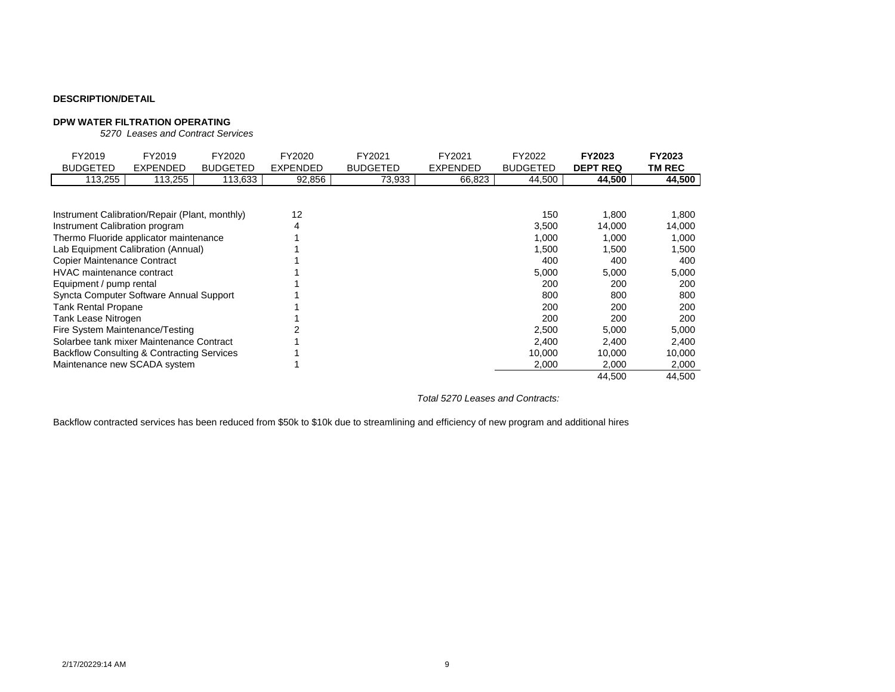**DESCRIPTION/DETAIL**

**DPW WATER FILTRATION OPERATING**

*5270 Leases and Contract Services*

| FY2019 BUDGETED | FY2019 EXPENDED | FY2020 BUDGETED | FY2020 EXPENDED | FY2021 BUDGETED | FY2021 EXPENDED | FY2022 BUDGETED | **FY2023 DEPT REQ** | **FY2023 TM REC** |
|---|---|---|---|---|---|---|---|---|
| 113,255 | 113,255 | 113,633 | 92,856 | 73,933 | 66,823 | 44,500 | **44,500** | **44,500** |

| Description | Qty | | FY2023 DEPT REQ | FY2023 TM REC |
|---|---|---|---|---|
| Instrument Calibration/Repair (Plant, monthly) | 12 | 150 | 1,800 | 1,800 |
| Instrument Calibration program | 4 | 3,500 | 14,000 | 14,000 |
| Thermo Fluoride applicator maintenance | 1 | 1,000 | 1,000 | 1,000 |
| Lab Equipment Calibration (Annual) | 1 | 1,500 | 1,500 | 1,500 |
| Copier Maintenance Contract | 1 | 400 | 400 | 400 |
| HVAC maintenance contract | 1 | 5,000 | 5,000 | 5,000 |
| Equipment / pump rental | 1 | 200 | 200 | 200 |
| Syncta Computer Software Annual Support | 1 | 800 | 800 | 800 |
| Tank Rental Propane | 1 | 200 | 200 | 200 |
| Tank Lease Nitrogen | 1 | 200 | 200 | 200 |
| Fire System Maintenance/Testing | 2 | 2,500 | 5,000 | 5,000 |
| Solarbee tank mixer Maintenance Contract | 1 | 2,400 | 2,400 | 2,400 |
| Backflow Consulting & Contracting Services | 1 | 10,000 | 10,000 | 10,000 |
| Maintenance new SCADA system | 1 | 2,000 | 2,000 | 2,000 |
| *Total 5270 Leases and Contracts:* | | | 44,500 | 44,500 |

Backflow contracted services has been reduced from $50k to $10k due to streamlining and efficiency of new program and additional hires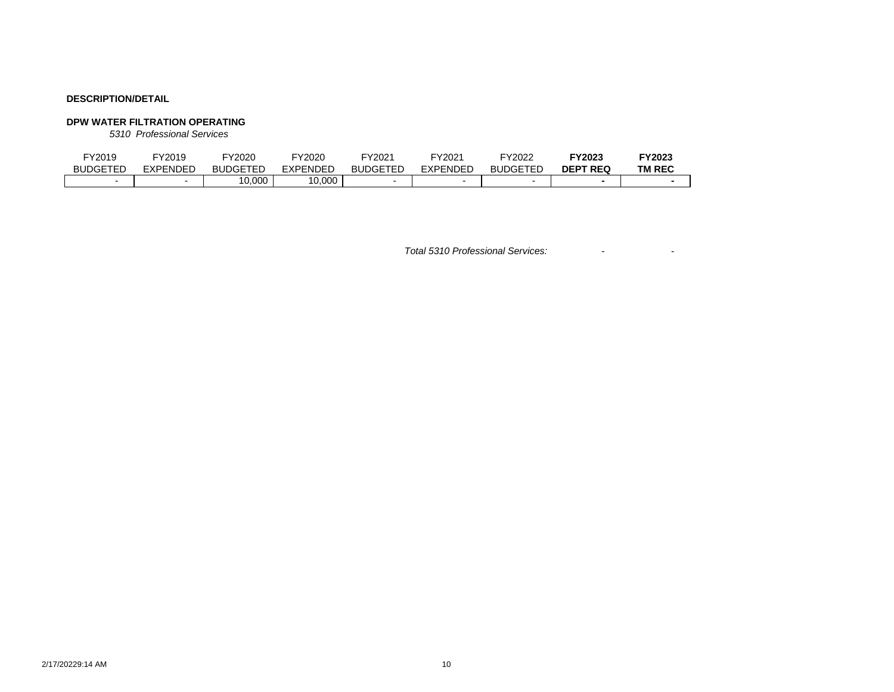**DESCRIPTION/DETAIL**

**DPW WATER FILTRATION OPERATING**

*5310 Professional Services*

| FY2019 BUDGETED | FY2019 EXPENDED | FY2020 BUDGETED | FY2020 EXPENDED | FY2021 BUDGETED | FY2021 EXPENDED | FY2022 BUDGETED | **FY2023 DEPT REQ** | **FY2023 TM REC** |
|---|---|---|---|---|---|---|---|---|
| - | - | 10,000 | 10,000 | - | - | - | **-** | **-** |

*Total 5310 Professional Services:* - -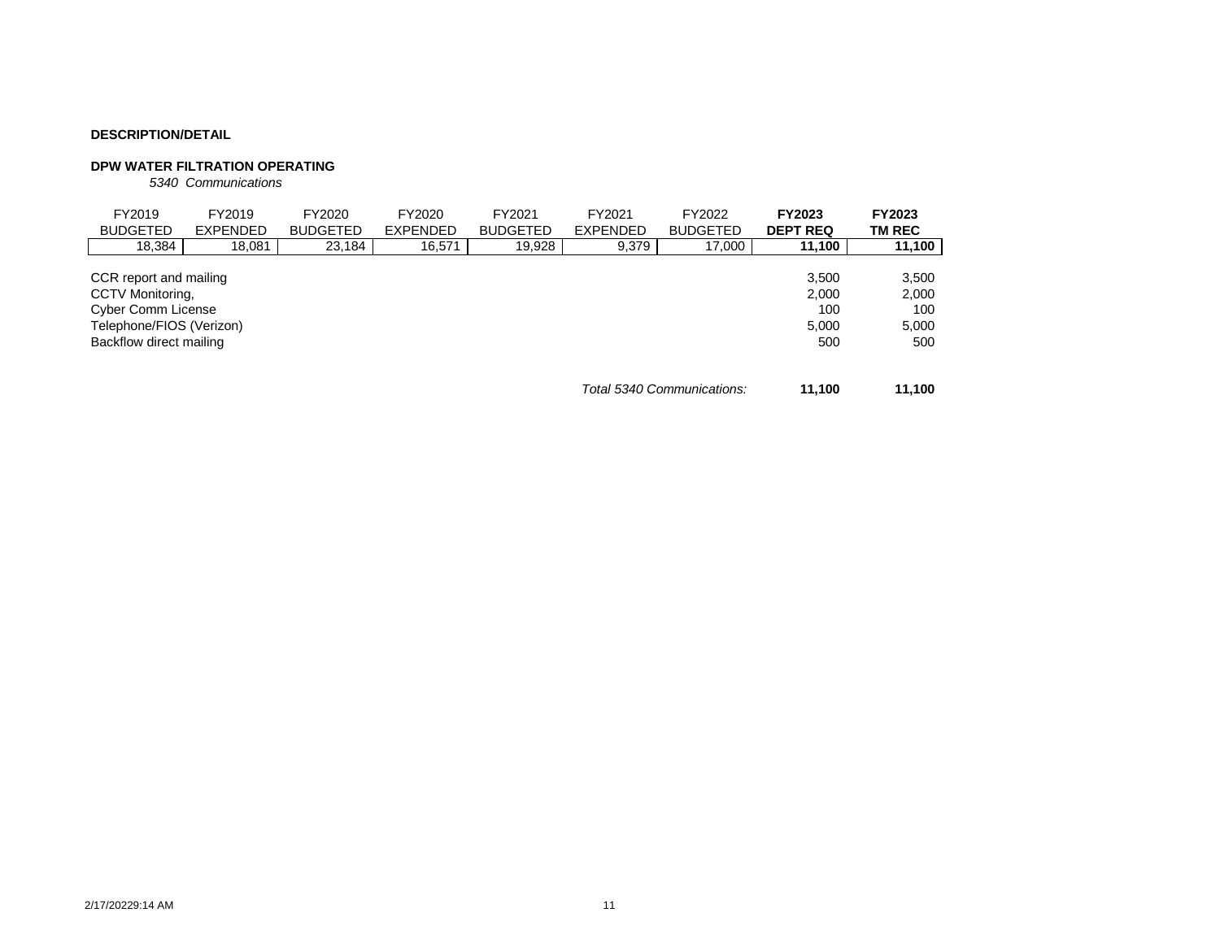**DESCRIPTION/DETAIL**

**DPW WATER FILTRATION OPERATING**

*5340 Communications*

| FY2019 BUDGETED | FY2019 EXPENDED | FY2020 BUDGETED | FY2020 EXPENDED | FY2021 BUDGETED | FY2021 EXPENDED | FY2022 BUDGETED | **FY2023 DEPT REQ** | **FY2023 TM REC** |
|---|---|---|---|---|---|---|---|---|
| 18,384 | 18,081 | 23,184 | 16,571 | 19,928 | 9,379 | 17,000 | **11,100** | **11,100** |

| Description | FY2023 DEPT REQ | FY2023 TM REC |
|---|---|---|
| CCR report and mailing | 3,500 | 3,500 |
| CCTV Monitoring, | 2,000 | 2,000 |
| Cyber Comm License | 100 | 100 |
| Telephone/FIOS (Verizon) | 5,000 | 5,000 |
| Backflow direct mailing | 500 | 500 |
| *Total 5340 Communications:* | **11,100** | **11,100** |

2/17/20229:14 AM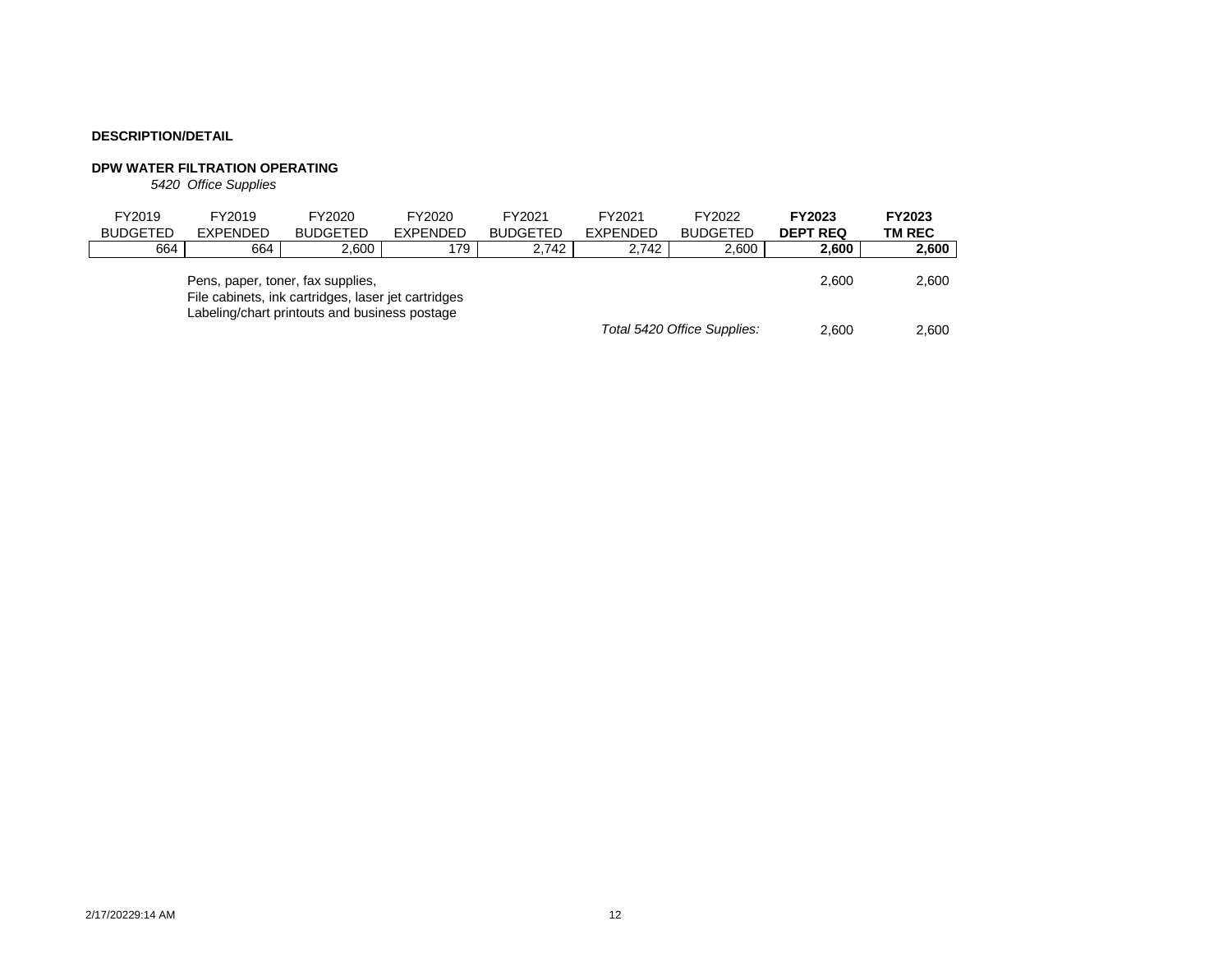**DESCRIPTION/DETAIL**

**DPW WATER FILTRATION OPERATING**

*5420 Office Supplies*

| FY2019 BUDGETED | FY2019 EXPENDED | FY2020 BUDGETED | FY2020 EXPENDED | FY2021 BUDGETED | FY2021 EXPENDED | FY2022 BUDGETED | **FY2023 DEPT REQ** | **FY2023 TM REC** |
|---|---|---|---|---|---|---|---|---|
| 664 | 664 | 2,600 | 179 | 2,742 | 2,742 | 2,600 | **2,600** | **2,600** |

| Description | | FY2023 DEPT REQ | FY2023 TM REC |
|---|---|---|---|
| Pens, paper, toner, fax supplies, File cabinets, ink cartridges, laser jet cartridges Labeling/chart printouts and business postage | | 2,600 | 2,600 |
| | *Total 5420 Office Supplies:* | 2,600 | 2,600 |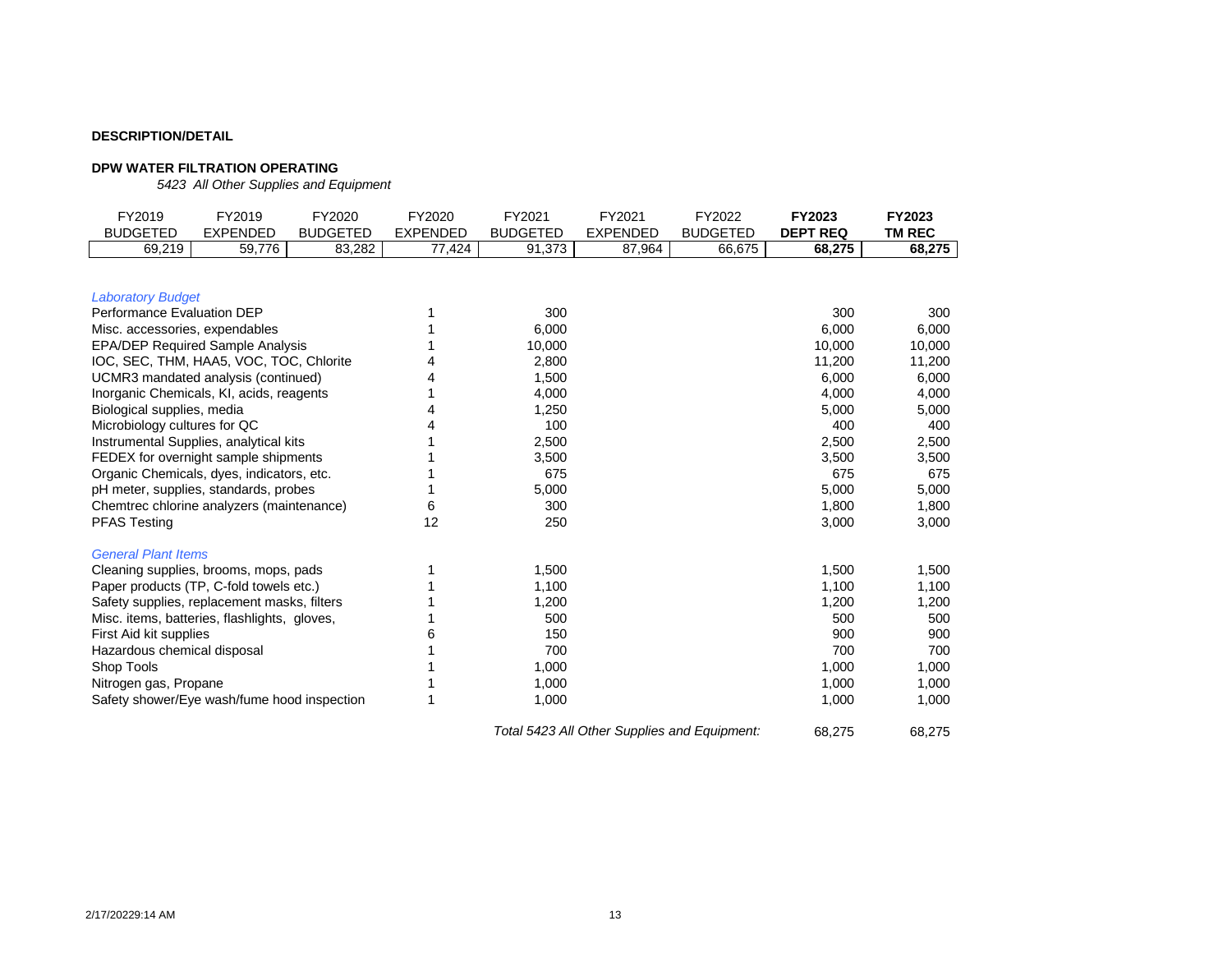**DESCRIPTION/DETAIL**

**DPW WATER FILTRATION OPERATING**

*5423 All Other Supplies and Equipment*

| FY2019 BUDGETED | FY2019 EXPENDED | FY2020 BUDGETED | FY2020 EXPENDED | FY2021 BUDGETED | FY2021 EXPENDED | FY2022 BUDGETED | **FY2023 DEPT REQ** | **FY2023 TM REC** |
|---|---|---|---|---|---|---|---|---|
| 69,219 | 59,776 | 83,282 | 77,424 | 91,373 | 87,964 | 66,675 | **68,275** | **68,275** |

| Item | Qty | Unit Cost | FY2023 DEPT REQ | FY2023 TM REC |
|---|---|---|---|---|
| *Laboratory Budget* | | | | |
| Performance Evaluation DEP | 1 | 300 | 300 | 300 |
| Misc. accessories, expendables | 1 | 6,000 | 6,000 | 6,000 |
| EPA/DEP Required Sample Analysis | 1 | 10,000 | 10,000 | 10,000 |
| IOC, SEC, THM, HAA5, VOC, TOC, Chlorite | 4 | 2,800 | 11,200 | 11,200 |
| UCMR3 mandated analysis (continued) | 4 | 1,500 | 6,000 | 6,000 |
| Inorganic Chemicals, KI, acids, reagents | 1 | 4,000 | 4,000 | 4,000 |
| Biological supplies, media | 4 | 1,250 | 5,000 | 5,000 |
| Microbiology cultures for QC | 4 | 100 | 400 | 400 |
| Instrumental Supplies, analytical kits | 1 | 2,500 | 2,500 | 2,500 |
| FEDEX for overnight sample shipments | 1 | 3,500 | 3,500 | 3,500 |
| Organic Chemicals, dyes, indicators, etc. | 1 | 675 | 675 | 675 |
| pH meter, supplies, standards, probes | 1 | 5,000 | 5,000 | 5,000 |
| Chemtrec chlorine analyzers (maintenance) | 6 | 300 | 1,800 | 1,800 |
| PFAS Testing | 12 | 250 | 3,000 | 3,000 |
| *General Plant Items* | | | | |
| Cleaning supplies, brooms, mops, pads | 1 | 1,500 | 1,500 | 1,500 |
| Paper products (TP, C-fold towels etc.) | 1 | 1,100 | 1,100 | 1,100 |
| Safety supplies, replacement masks, filters | 1 | 1,200 | 1,200 | 1,200 |
| Misc. items, batteries, flashlights, gloves, | 1 | 500 | 500 | 500 |
| First Aid kit supplies | 6 | 150 | 900 | 900 |
| Hazardous chemical disposal | 1 | 700 | 700 | 700 |
| Shop Tools | 1 | 1,000 | 1,000 | 1,000 |
| Nitrogen gas, Propane | 1 | 1,000 | 1,000 | 1,000 |
| Safety shower/Eye wash/fume hood inspection | 1 | 1,000 | 1,000 | 1,000 |
| *Total 5423 All Other Supplies and Equipment:* | | | 68,275 | 68,275 |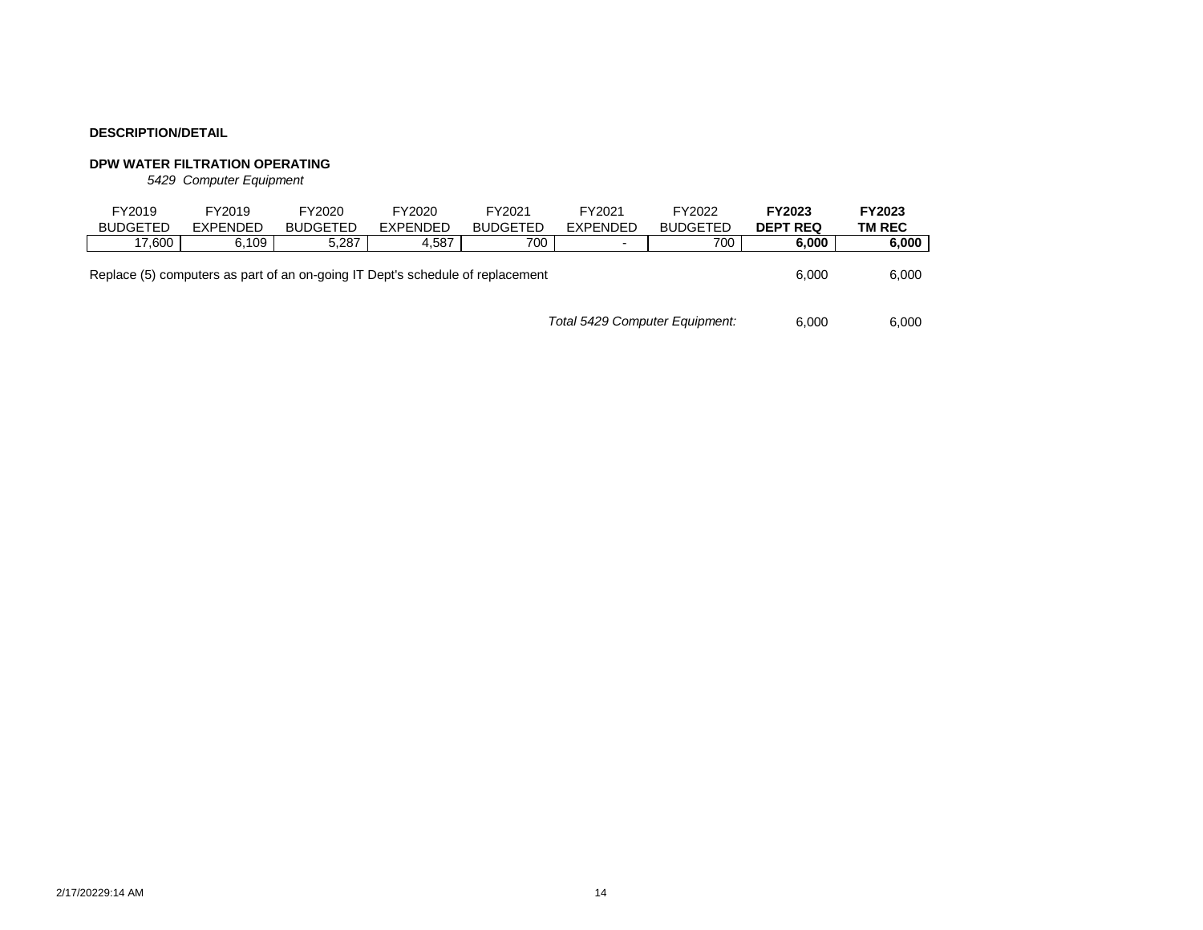**DESCRIPTION/DETAIL**

**DPW WATER FILTRATION OPERATING**

*5429 Computer Equipment*

| FY2019 BUDGETED | FY2019 EXPENDED | FY2020 BUDGETED | FY2020 EXPENDED | FY2021 BUDGETED | FY2021 EXPENDED | FY2022 BUDGETED | **FY2023 DEPT REQ** | **FY2023 TM REC** |
|---|---|---|---|---|---|---|---|---|
| 17,600 | 6,109 | 5,287 | 4,587 | 700 | - | 700 | **6,000** | **6,000** |

| | | |
|---|---|---|
| Replace (5) computers as part of an on-going IT Dept's schedule of replacement | 6,000 | 6,000 |
| *Total 5429 Computer Equipment:* | 6,000 | 6,000 |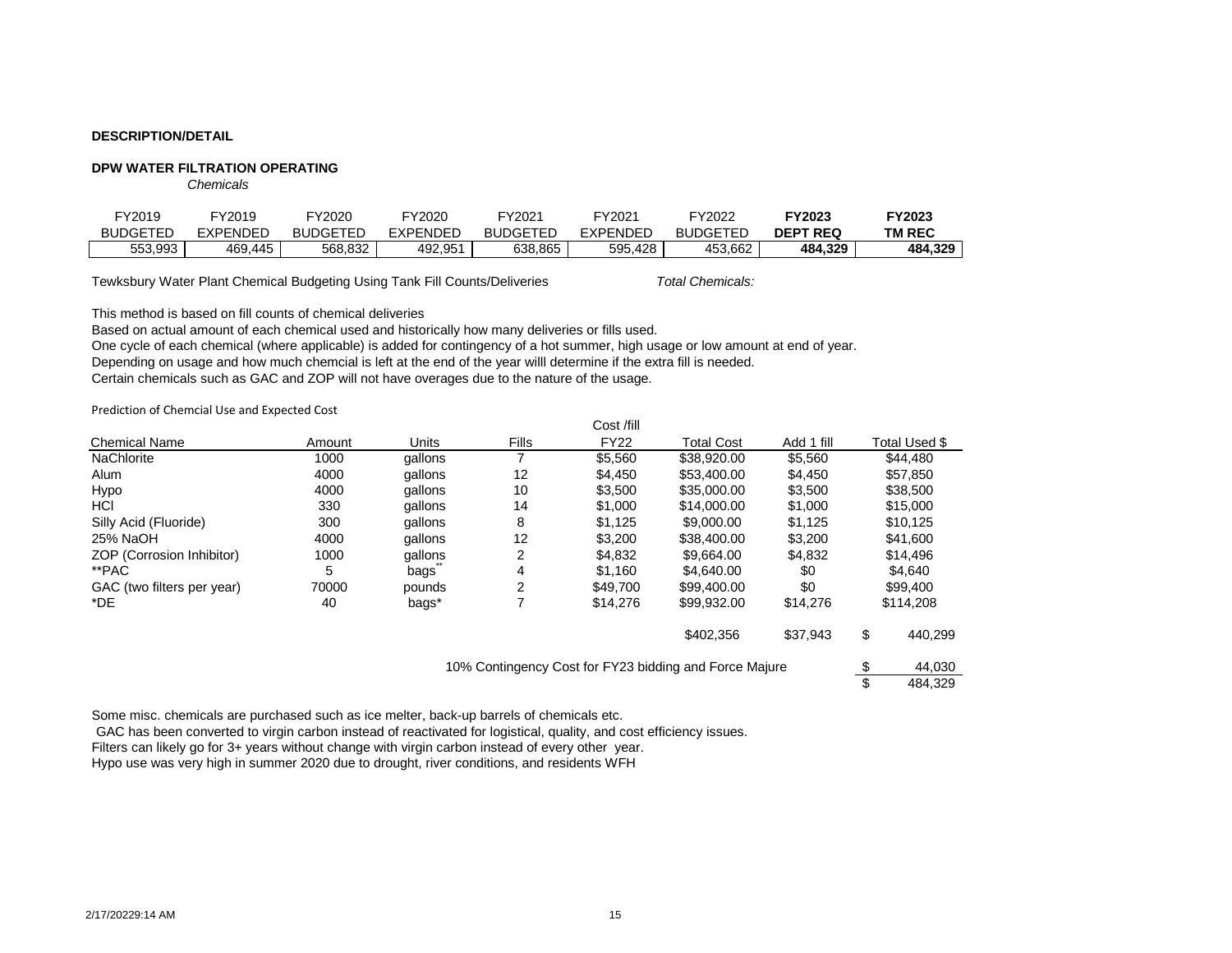**DESCRIPTION/DETAIL**

**DPW WATER FILTRATION OPERATING**

*Chemicals*

| FY2019 BUDGETED | FY2019 EXPENDED | FY2020 BUDGETED | FY2020 EXPENDED | FY2021 BUDGETED | FY2021 EXPENDED | FY2022 BUDGETED | **FY2023 DEPT REQ** | **FY2023 TM REC** |
|---|---|---|---|---|---|---|---|---|
| 553,993 | 469,445 | 568,832 | 492,951 | 638,865 | 595,428 | 453,662 | **484,329** | **484,329** |

Tewksbury Water Plant Chemical Budgeting Using Tank Fill Counts/Deliveries *Total Chemicals:*

This method is based on fill counts of chemical deliveries
Based on actual amount of each chemical used and historically how many deliveries or fills used.
One cycle of each chemical (where applicable) is added for contingency of a hot summer, high usage or low amount at end of year.
Depending on usage and how much chemcial is left at the end of the year willl determine if the extra fill is needed.
Certain chemicals such as GAC and ZOP will not have overages due to the nature of the usage.

Prediction of Chemcial Use and Expected Cost

| Chemical Name | Amount | Units | Fills | Cost /fill FY22 | Total Cost | Add 1 fill | Total Used $ |
|---|---|---|---|---|---|---|---|
| NaChlorite | 1000 | gallons | 7 | $5,560 | $38,920.00 | $5,560 | $44,480 |
| Alum | 4000 | gallons | 12 | $4,450 | $53,400.00 | $4,450 | $57,850 |
| Hypo | 4000 | gallons | 10 | $3,500 | $35,000.00 | $3,500 | $38,500 |
| HCl | 330 | gallons | 14 | $1,000 | $14,000.00 | $1,000 | $15,000 |
| Silly Acid (Fluoride) | 300 | gallons | 8 | $1,125 | $9,000.00 | $1,125 | $10,125 |
| 25% NaOH | 4000 | gallons | 12 | $3,200 | $38,400.00 | $3,200 | $41,600 |
| ZOP (Corrosion Inhibitor) | 1000 | gallons | 2 | $4,832 | $9,664.00 | $4,832 | $14,496 |
| **PAC | 5 | bags** | 4 | $1,160 | $4,640.00 | $0 | $4,640 |
| GAC (two filters per year) | 70000 | pounds | 2 | $49,700 | $99,400.00 | $0 | $99,400 |
| *DE | 40 | bags* | 7 | $14,276 | $99,932.00 | $14,276 | $114,208 |
| | | | | | $402,356 | $37,943 | $ 440,299 |
| 10% Contingency Cost for FY23 bidding and Force Majure | | | | | | | $ 44,030 |
| | | | | | | | $ 484,329 |

Some misc. chemicals are purchased such as ice melter, back-up barrels of chemicals etc.
GAC has been converted to virgin carbon instead of reactivated for logistical, quality, and cost efficiency issues.
Filters can likely go for 3+ years without change with virgin carbon instead of every other year.
Hypo use was very high in summer 2020 due to drought, river conditions, and residents WFH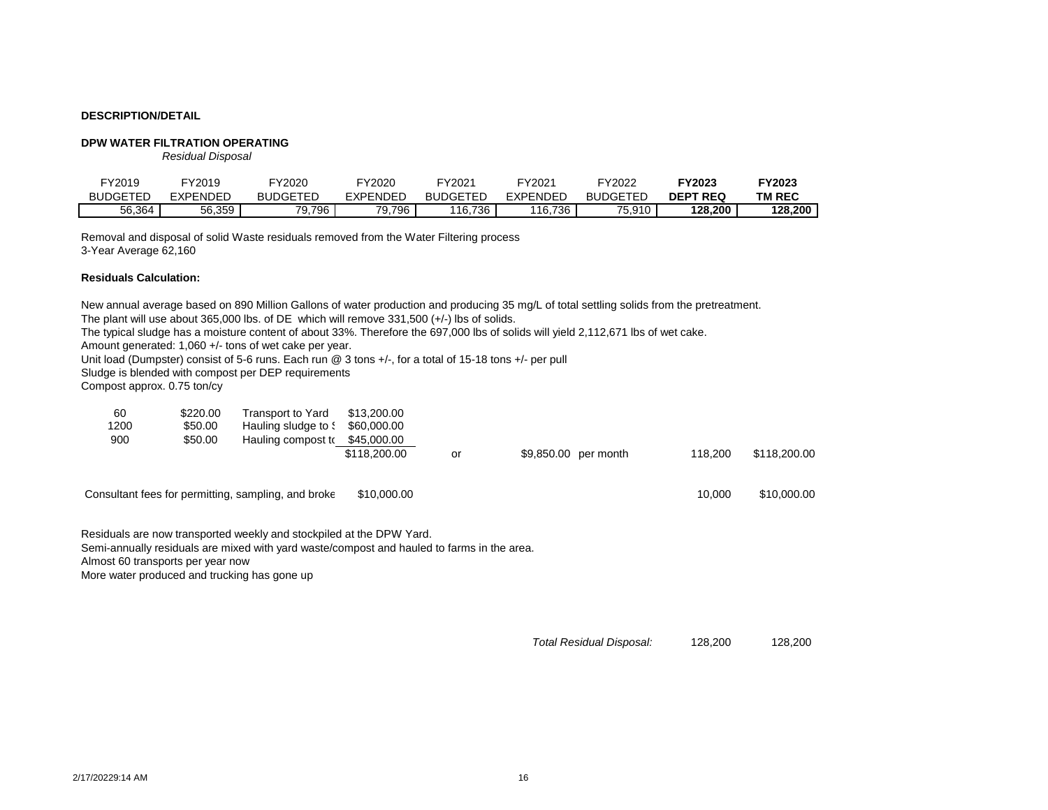**DESCRIPTION/DETAIL**

**DPW WATER FILTRATION OPERATING**

*Residual Disposal*

| FY2019 BUDGETED | FY2019 EXPENDED | FY2020 BUDGETED | FY2020 EXPENDED | FY2021 BUDGETED | FY2021 EXPENDED | FY2022 BUDGETED | **FY2023 DEPT REQ** | **FY2023 TM REC** |
|---|---|---|---|---|---|---|---|---|
| 56,364 | 56,359 | 79,796 | 79,796 | 116,736 | 116,736 | 75,910 | **128,200** | **128,200** |

Removal and disposal of solid Waste residuals removed from the Water Filtering process
3-Year Average 62,160

**Residuals Calculation:**

New annual average based on 890 Million Gallons of water production and producing 35 mg/L of total settling solids from the pretreatment.
The plant will use about 365,000 lbs. of DE which will remove 331,500 (+/-) lbs of solids.
The typical sludge has a moisture content of about 33%. Therefore the 697,000 lbs of solids will yield 2,112,671 lbs of wet cake.
Amount generated: 1,060 +/- tons of wet cake per year.
Unit load (Dumpster) consist of 5-6 runs. Each run @ 3 tons +/-, for a total of 15-18 tons +/- per pull
Sludge is blended with compost per DEP requirements
Compost approx. 0.75 ton/cy

| | | | | | | | | |
|---|---|---|---|---|---|---|---|---|
| 60 | $220.00 | Transport to Yard | $13,200.00 | | | | | |
| 1200 | $50.00 | Hauling sludge to ! | $60,000.00 | | | | | |
| 900 | $50.00 | Hauling compost to | $45,000.00 | | | | | |
| | | | $118,200.00 | or | $9,850.00 | per month | 118,200 | $118,200.00 |
| Consultant fees for permitting, sampling, and broke | | | $10,000.00 | | | | 10,000 | $10,000.00 |

Residuals are now transported weekly and stockpiled at the DPW Yard.
Semi-annually residuals are mixed with yard waste/compost and hauled to farms in the area.
Almost 60 transports per year now
More water produced and trucking has gone up

*Total Residual Disposal:* 128,200 128,200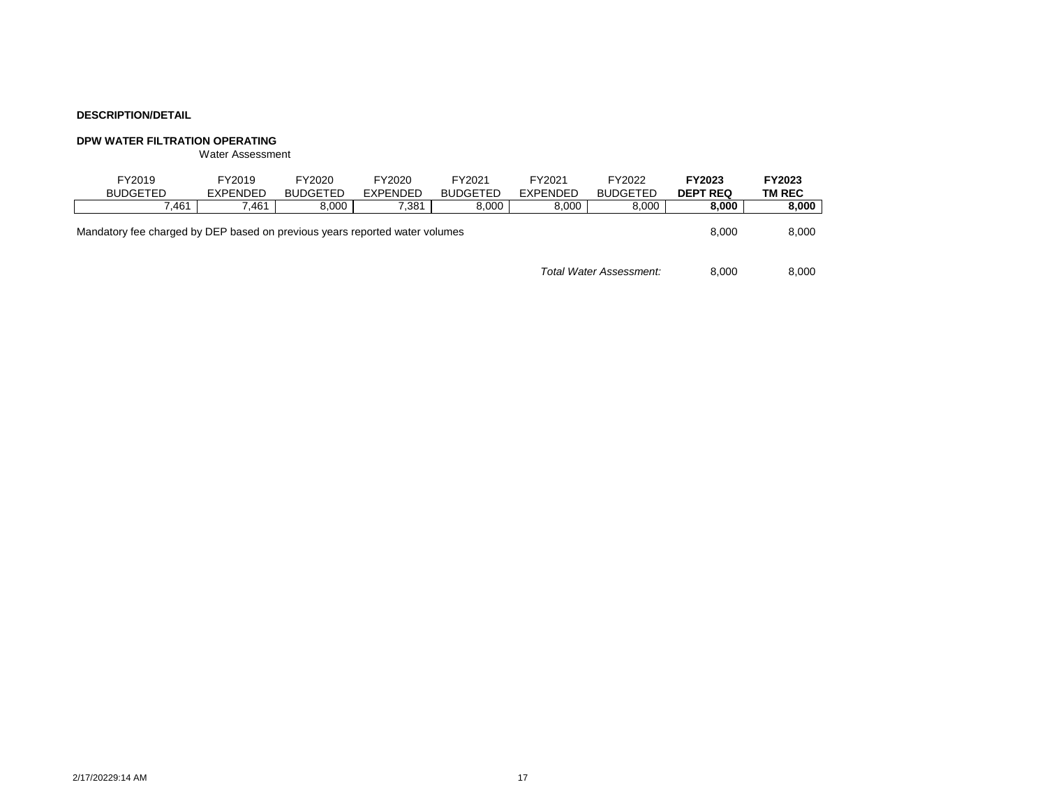**DESCRIPTION/DETAIL**

**DPW WATER FILTRATION OPERATING**

Water Assessment

| FY2019 BUDGETED | FY2019 EXPENDED | FY2020 BUDGETED | FY2020 EXPENDED | FY2021 BUDGETED | FY2021 EXPENDED | FY2022 BUDGETED | **FY2023 DEPT REQ** | **FY2023 TM REC** |
|---|---|---|---|---|---|---|---|---|
| 7,461 | 7,461 | 8,000 | 7,381 | 8,000 | 8,000 | 8,000 | **8,000** | **8,000** |

| Description | | FY2023 DEPT REQ | FY2023 TM REC |
|---|---|---|---|
| Mandatory fee charged by DEP based on previous years reported water volumes | | 8,000 | 8,000 |
| | *Total Water Assessment:* | 8,000 | 8,000 |

2/17/20229:14 AM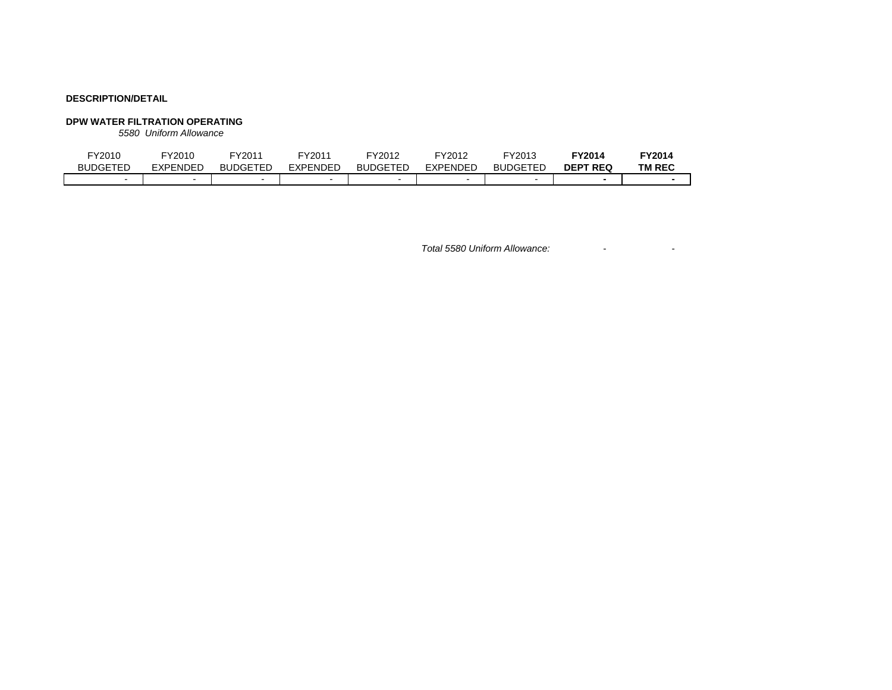**DESCRIPTION/DETAIL**

**DPW WATER FILTRATION OPERATING**

*5580 Uniform Allowance*

| FY2010 BUDGETED | FY2010 EXPENDED | FY2011 BUDGETED | FY2011 EXPENDED | FY2012 BUDGETED | FY2012 EXPENDED | FY2013 BUDGETED | **FY2014 DEPT REQ** | **FY2014 TM REC** |
|---|---|---|---|---|---|---|---|---|
| - | - | - | - | - | - | - | **-** | **-** |

*Total 5580 Uniform Allowance:* - -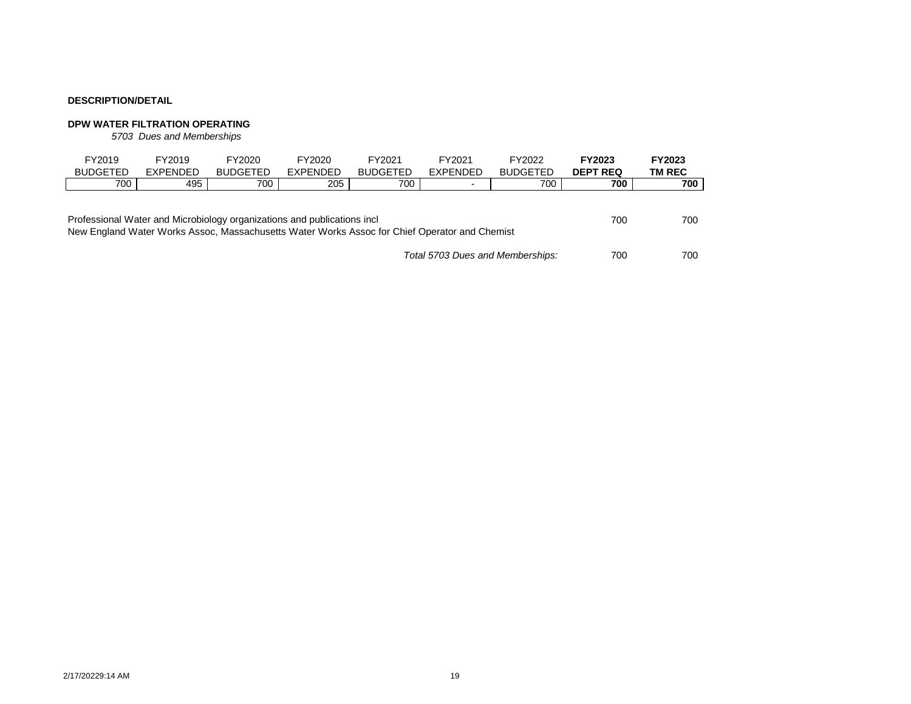**DESCRIPTION/DETAIL**

**DPW WATER FILTRATION OPERATING**

*5703 Dues and Memberships*

| FY2019 BUDGETED | FY2019 EXPENDED | FY2020 BUDGETED | FY2020 EXPENDED | FY2021 BUDGETED | FY2021 EXPENDED | FY2022 BUDGETED | **FY2023 DEPT REQ** | **FY2023 TM REC** |
|---|---|---|---|---|---|---|---|---|
| 700 | 495 | 700 | 205 | 700 | - | 700 | **700** | **700** |

| Description | FY2023 DEPT REQ | FY2023 TM REC |
|---|---|---|
| Professional Water and Microbiology organizations and publications incl New England Water Works Assoc, Massachusetts Water Works Assoc for Chief Operator and Chemist | 700 | 700 |
| *Total 5703 Dues and Memberships:* | 700 | 700 |

2/17/20229:14 AM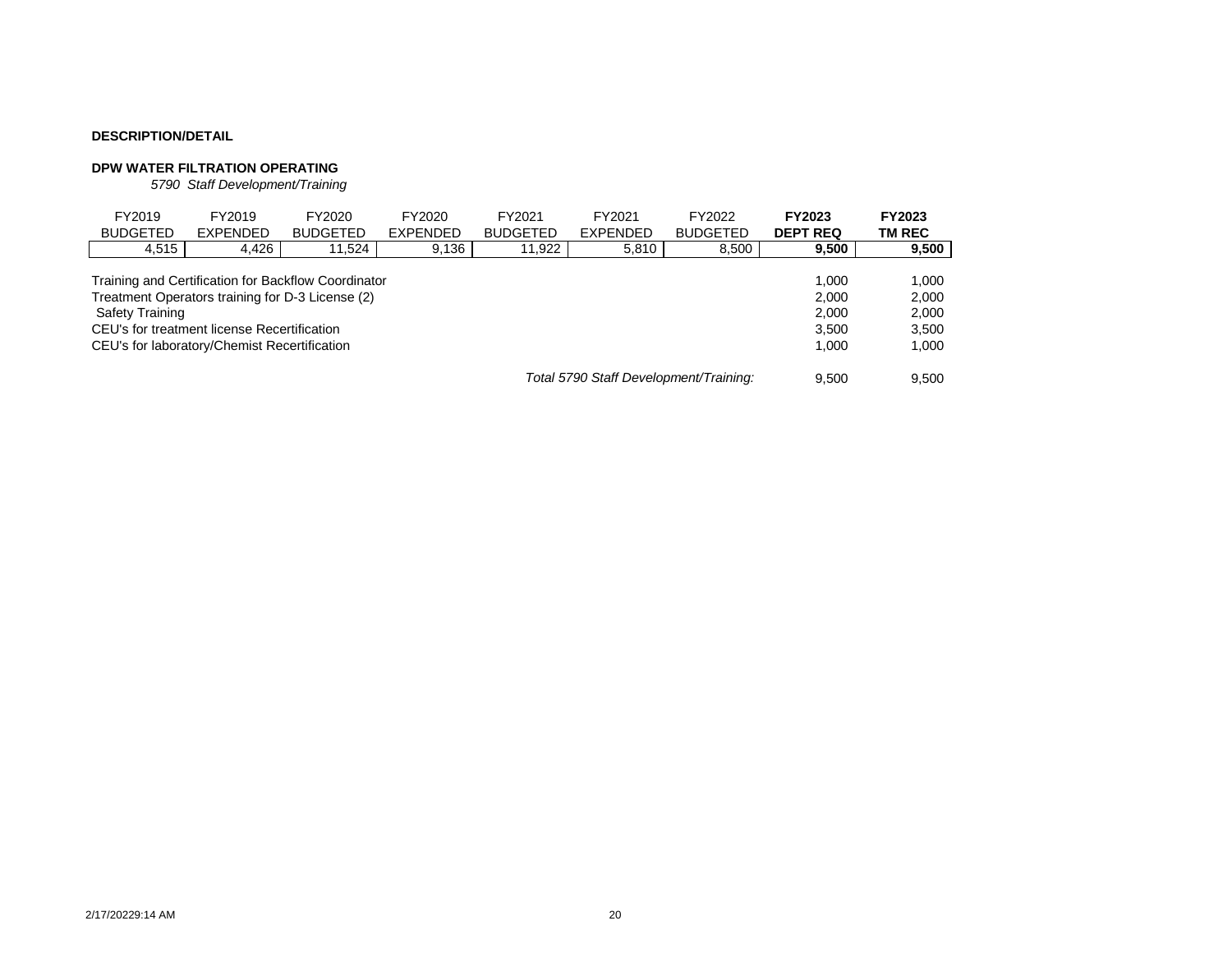**DESCRIPTION/DETAIL**

**DPW WATER FILTRATION OPERATING**

*5790 Staff Development/Training*

| FY2019 BUDGETED | FY2019 EXPENDED | FY2020 BUDGETED | FY2020 EXPENDED | FY2021 BUDGETED | FY2021 EXPENDED | FY2022 BUDGETED | **FY2023 DEPT REQ** | **FY2023 TM REC** |
|---|---|---|---|---|---|---|---|---|
| 4,515 | 4,426 | 11,524 | 9,136 | 11,922 | 5,810 | 8,500 | **9,500** | **9,500** |

| Description | FY2023 DEPT REQ | FY2023 TM REC |
|---|---|---|
| Training and Certification for Backflow Coordinator | 1,000 | 1,000 |
| Treatment Operators training for D-3 License (2) | 2,000 | 2,000 |
| Safety Training | 2,000 | 2,000 |
| CEU's for treatment license Recertification | 3,500 | 3,500 |
| CEU's for laboratory/Chemist Recertification | 1,000 | 1,000 |
| *Total 5790 Staff Development/Training:* | 9,500 | 9,500 |

2/17/20229:14 AM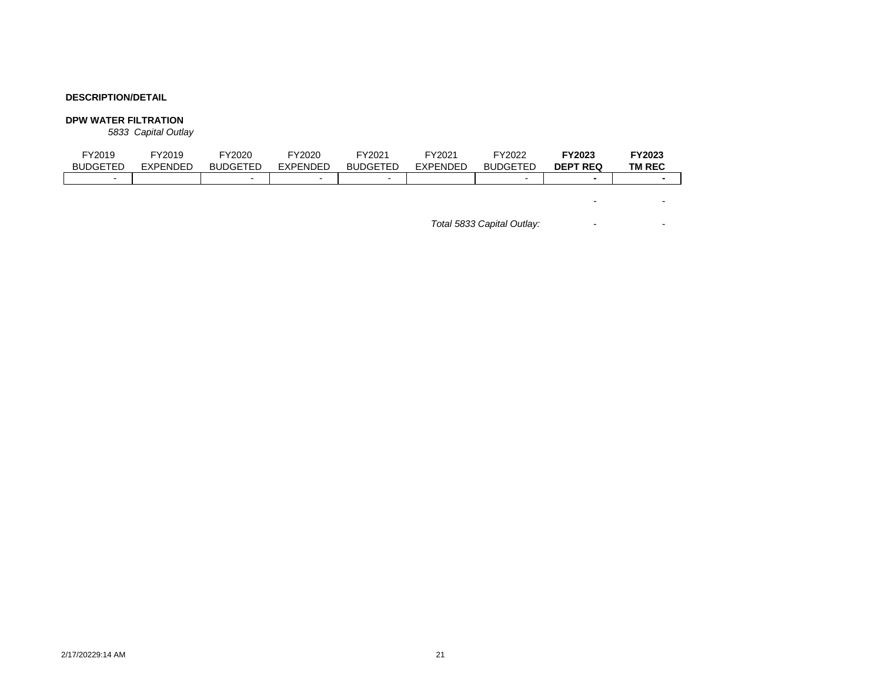**DESCRIPTION/DETAIL**

**DPW WATER FILTRATION**

*5833 Capital Outlay*

| FY2019 BUDGETED | FY2019 EXPENDED | FY2020 BUDGETED | FY2020 EXPENDED | FY2021 BUDGETED | FY2021 EXPENDED | FY2022 BUDGETED | **FY2023 DEPT REQ** | **FY2023 TM REC** |
|---|---|---|---|---|---|---|---|---|
| - | | - | - | - | | - | **-** | **-** |
| | | | | | | | - | - |
| | | | | | | *Total 5833 Capital Outlay:* | - | - |

2/17/20229:14 AM